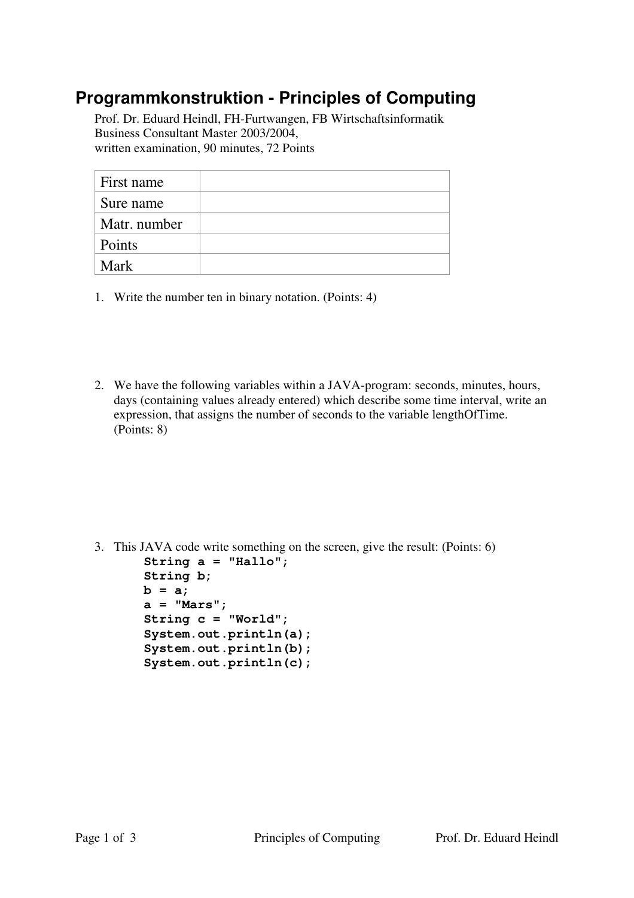# Programmkonstruktion - Principles of Computing

Prof. Dr. Eduard Heindl, FH-Furtwangen, FB Wirtschaftsinformatik
Business Consultant Master 2003/2004,
written examination, 90 minutes, 72 Points

| First name | |
|---|---|
| Sure name | |
| Matr. number | |
| Points | |
| Mark | |

1. Write the number ten in binary notation. (Points: 4)

2. We have the following variables within a JAVA-program: seconds, minutes, hours, days (containing values already entered) which describe some time interval, write an expression, that assigns the number of seconds to the variable lengthOfTime. (Points: 8)

3. This JAVA code write something on the screen, give the result: (Points: 6)

```
String a = "Hallo";
String b;
b = a;
a = "Mars";
String c = "World";
System.out.println(a);
System.out.println(b);
System.out.println(c);
```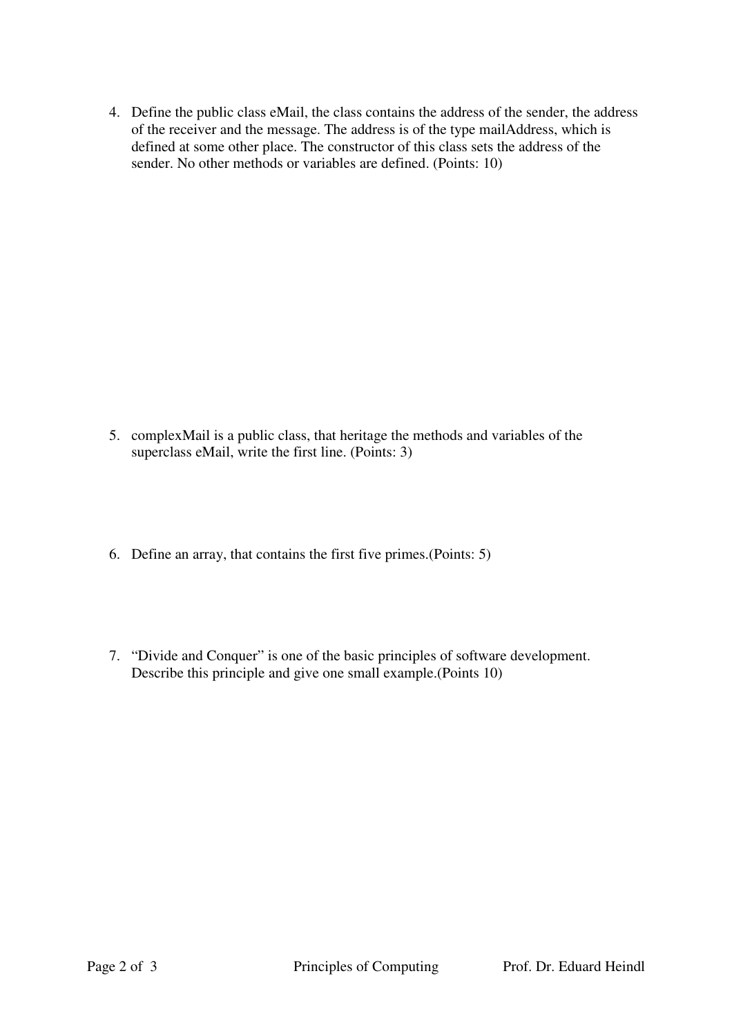4. Define the public class eMail, the class contains the address of the sender, the address of the receiver and the message. The address is of the type mailAddress, which is defined at some other place. The constructor of this class sets the address of the sender. No other methods or variables are defined. (Points: 10)

5. complexMail is a public class, that heritage the methods and variables of the superclass eMail, write the first line. (Points: 3)

6. Define an array, that contains the first five primes.(Points: 5)

7. "Divide and Conquer" is one of the basic principles of software development. Describe this principle and give one small example.(Points 10)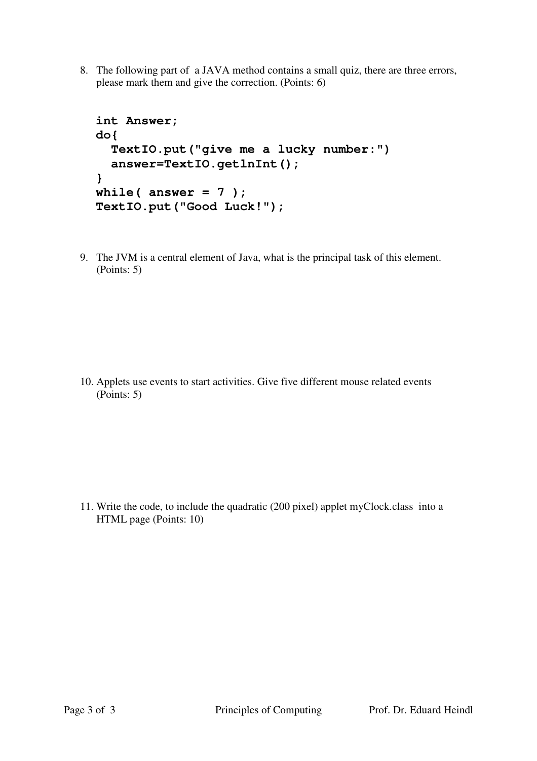8. The following part of a JAVA method contains a small quiz, there are three errors, please mark them and give the correction. (Points: 6)

```
int Answer;
do{
  TextIO.put("give me a lucky number:")
  answer=TextIO.getlnInt();
}
while( answer = 7 );
TextIO.put("Good Luck!");
```

9. The JVM is a central element of Java, what is the principal task of this element. (Points: 5)

10. Applets use events to start activities. Give five different mouse related events (Points: 5)

11. Write the code, to include the quadratic (200 pixel) applet myClock.class into a HTML page (Points: 10)